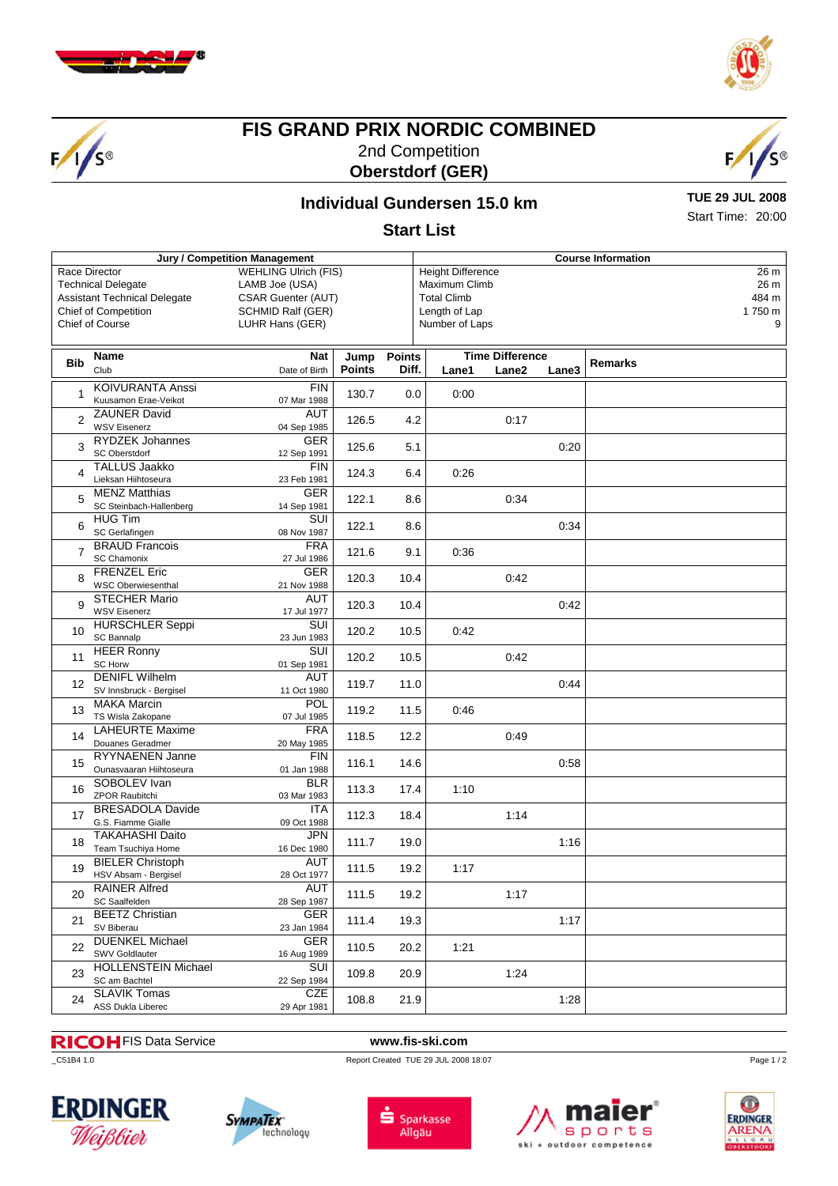# FIS GRAND PRIX NORDIC COMBINED

2nd Competition

**Oberstorf (GER)**

## Individual Gundersen 15.0 km

**TUE 29 JUL 2008**

Start Time: 20:00

### Start List

| Jury / Competition Management | | Course Information | |
|---|---|---|---|
| Race Director | WEHLING Ulrich (FIS) | Height Difference | 26 m |
| Technical Delegate | LAMB Joe (USA) | Maximum Climb | 26 m |
| Assistant Technical Delegate | CSAR Guenter (AUT) | Total Climb | 484 m |
| Chief of Competition | SCHMID Ralf (GER) | Length of Lap | 1 750 m |
| Chief of Course | LUHR Hans (GER) | Number of Laps | 9 |

| Bib | Name / Club | Nat / Date of Birth | Jump Points | Points Diff. | Time Difference Lane1 | Lane2 | Lane3 | Remarks |
|---|---|---|---|---|---|---|---|---|
| 1 | KOIVURANTA Anssi / Kuusamon Erae-Veikot | FIN / 07 Mar 1988 | 130.7 | 0.0 | 0:00 | | | |
| 2 | ZAUNER David / WSV Eisenerz | AUT / 04 Sep 1985 | 126.5 | 4.2 | | 0:17 | | |
| 3 | RYDZEK Johannes / SC Oberstdorf | GER / 12 Sep 1991 | 125.6 | 5.1 | | | 0:20 | |
| 4 | TALLUS Jaakko / Lieksan Hiihtoseura | FIN / 23 Feb 1981 | 124.3 | 6.4 | 0:26 | | | |
| 5 | MENZ Matthias / SC Steinbach-Hallenberg | GER / 14 Sep 1981 | 122.1 | 8.6 | | 0:34 | | |
| 6 | HUG Tim / SC Gerlafingen | SUI / 08 Nov 1987 | 122.1 | 8.6 | | | 0:34 | |
| 7 | BRAUD Francois / SC Chamonix | FRA / 27 Jul 1986 | 121.6 | 9.1 | 0:36 | | | |
| 8 | FRENZEL Eric / WSC Oberwiesenthal | GER / 21 Nov 1988 | 120.3 | 10.4 | | 0:42 | | |
| 9 | STECHER Mario / WSV Eisenerz | AUT / 17 Jul 1977 | 120.3 | 10.4 | | | 0:42 | |
| 10 | HURSCHLER Seppi / SC Bannalp | SUI / 23 Jun 1983 | 120.2 | 10.5 | 0:42 | | | |
| 11 | HEER Ronny / SC Horw | SUI / 01 Sep 1981 | 120.2 | 10.5 | | 0:42 | | |
| 12 | DENIFL Wilhelm / SV Innsbruck - Bergisel | AUT / 11 Oct 1980 | 119.7 | 11.0 | | | 0:44 | |
| 13 | MAKA Marcin / TS Wisla Zakopane | POL / 07 Jul 1985 | 119.2 | 11.5 | 0:46 | | | |
| 14 | LAHEURTE Maxime / Douanes Geradmer | FRA / 20 May 1985 | 118.5 | 12.2 | | 0:49 | | |
| 15 | RYYNAENEN Janne / Ounasvaaran Hiihtoseura | FIN / 01 Jan 1988 | 116.1 | 14.6 | | | 0:58 | |
| 16 | SOBOLEV Ivan / ZPOR Raubitchi | BLR / 03 Mar 1983 | 113.3 | 17.4 | 1:10 | | | |
| 17 | BRESADOLA Davide / G.S. Fiamme Gialle | ITA / 09 Oct 1988 | 112.3 | 18.4 | | 1:14 | | |
| 18 | TAKAHASHI Daito / Team Tsuchiya Home | JPN / 16 Dec 1980 | 111.7 | 19.0 | | | 1:16 | |
| 19 | BIELER Christoph / HSV Absam - Bergisel | AUT / 28 Oct 1977 | 111.5 | 19.2 | 1:17 | | | |
| 20 | RAINER Alfred / SC Saalfelden | AUT / 28 Sep 1987 | 111.5 | 19.2 | | 1:17 | | |
| 21 | BEETZ Christian / SV Biberau | GER / 23 Jan 1984 | 111.4 | 19.3 | | | 1:17 | |
| 22 | DUENKEL Michael / SWV Goldlauter | GER / 16 Aug 1989 | 110.5 | 20.2 | 1:21 | | | |
| 23 | HOLLENSTEIN Michael / SC am Bachtel | SUI / 22 Sep 1984 | 109.8 | 20.9 | | 1:24 | | |
| 24 | SLAVIK Tomas / ASS Dukla Liberec | CZE / 29 Apr 1981 | 108.8 | 21.9 | | | 1:28 | |

RICOH FIS Data Service — www.fis-ski.com

_C51B4 1.0 — Report Created TUE 29 JUL 2008 18:07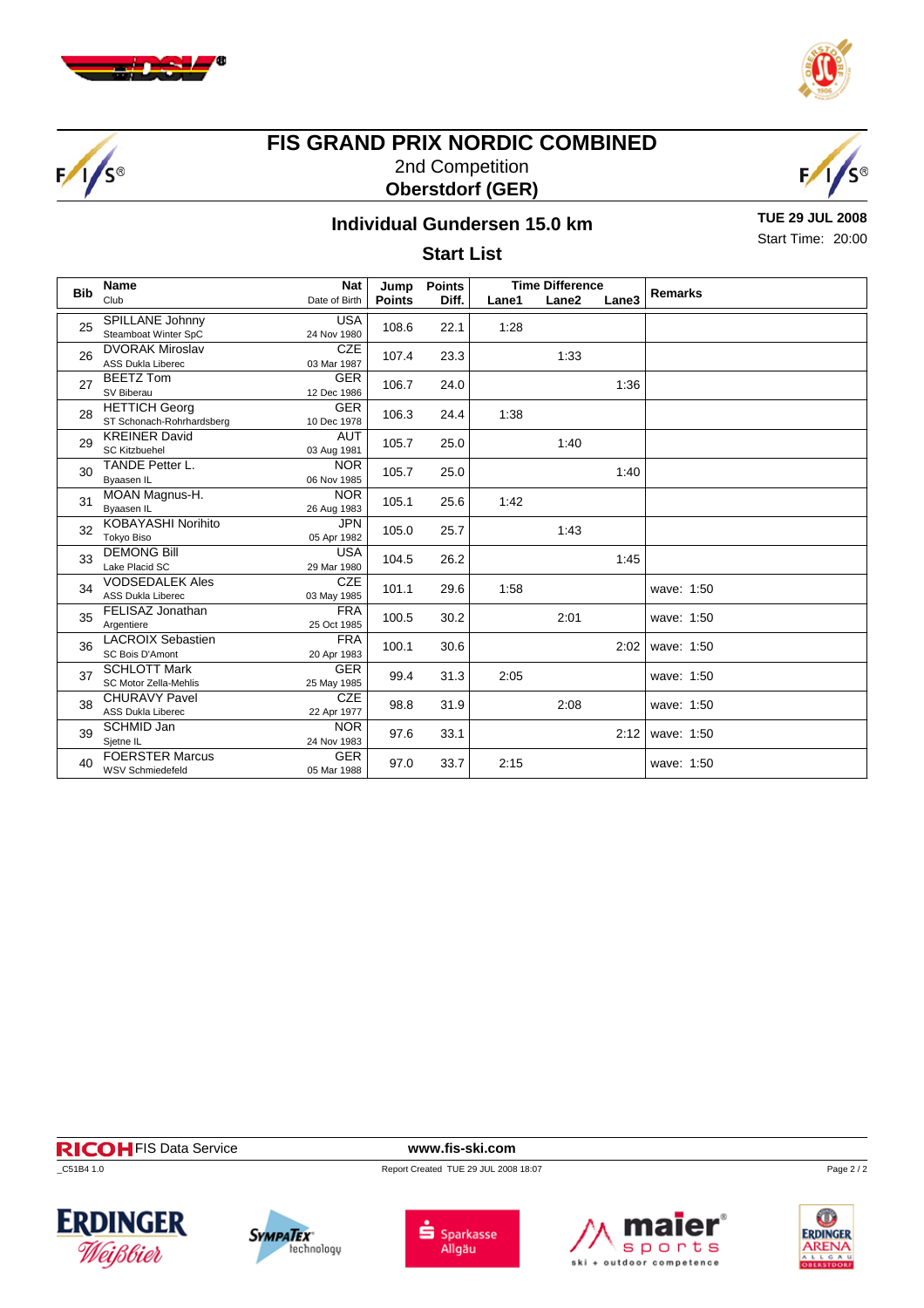# FIS GRAND PRIX NORDIC COMBINED

2nd Competition

**Oberstdorf (GER)**

## Individual Gundersen 15.0 km

**TUE 29 JUL 2008**

Start Time: 20:00

### Start List

| Bib | Name / Club | Nat / Date of Birth | Jump Points | Points Diff. | Time Difference Lane1 | Lane2 | Lane3 | Remarks |
|---|---|---|---|---|---|---|---|---|
| 25 | SPILLANE Johnny<br>Steamboat Winter SpC | USA<br>24 Nov 1980 | 108.6 | 22.1 | 1:28 | | | |
| 26 | DVORAK Miroslav<br>ASS Dukla Liberec | CZE<br>03 Mar 1987 | 107.4 | 23.3 | | 1:33 | | |
| 27 | BEETZ Tom<br>SV Biberau | GER<br>12 Dec 1986 | 106.7 | 24.0 | | | 1:36 | |
| 28 | HETTICH Georg<br>ST Schonach-Rohrhardsberg | GER<br>10 Dec 1978 | 106.3 | 24.4 | 1:38 | | | |
| 29 | KREINER David<br>SC Kitzbuehel | AUT<br>03 Aug 1981 | 105.7 | 25.0 | | 1:40 | | |
| 30 | TANDE Petter L.<br>Byaasen IL | NOR<br>06 Nov 1985 | 105.7 | 25.0 | | | 1:40 | |
| 31 | MOAN Magnus-H.<br>Byaasen IL | NOR<br>26 Aug 1983 | 105.1 | 25.6 | 1:42 | | | |
| 32 | KOBAYASHI Norihito<br>Tokyo Biso | JPN<br>05 Apr 1982 | 105.0 | 25.7 | | 1:43 | | |
| 33 | DEMONG Bill<br>Lake Placid SC | USA<br>29 Mar 1980 | 104.5 | 26.2 | | | 1:45 | |
| 34 | VODSEDALEK Ales<br>ASS Dukla Liberec | CZE<br>03 May 1985 | 101.1 | 29.6 | 1:58 | | | wave: 1:50 |
| 35 | FELISAZ Jonathan<br>Argentiere | FRA<br>25 Oct 1985 | 100.5 | 30.2 | | 2:01 | | wave: 1:50 |
| 36 | LACROIX Sebastien<br>SC Bois D'Amont | FRA<br>20 Apr 1983 | 100.1 | 30.6 | | | 2:02 | wave: 1:50 |
| 37 | SCHLOTT Mark<br>SC Motor Zella-Mehlis | GER<br>25 May 1985 | 99.4 | 31.3 | 2:05 | | | wave: 1:50 |
| 38 | CHURAVY Pavel<br>ASS Dukla Liberec | CZE<br>22 Apr 1977 | 98.8 | 31.9 | | 2:08 | | wave: 1:50 |
| 39 | SCHMID Jan<br>Sjetne IL | NOR<br>24 Nov 1983 | 97.6 | 33.1 | | | 2:12 | wave: 1:50 |
| 40 | FOERSTER Marcus<br>WSV Schmiedefeld | GER<br>05 Mar 1988 | 97.0 | 33.7 | 2:15 | | | wave: 1:50 |

RICOH FIS Data Service

www.fis-ski.com

_C51B4 1.0

Report Created TUE 29 JUL 2008 18:07